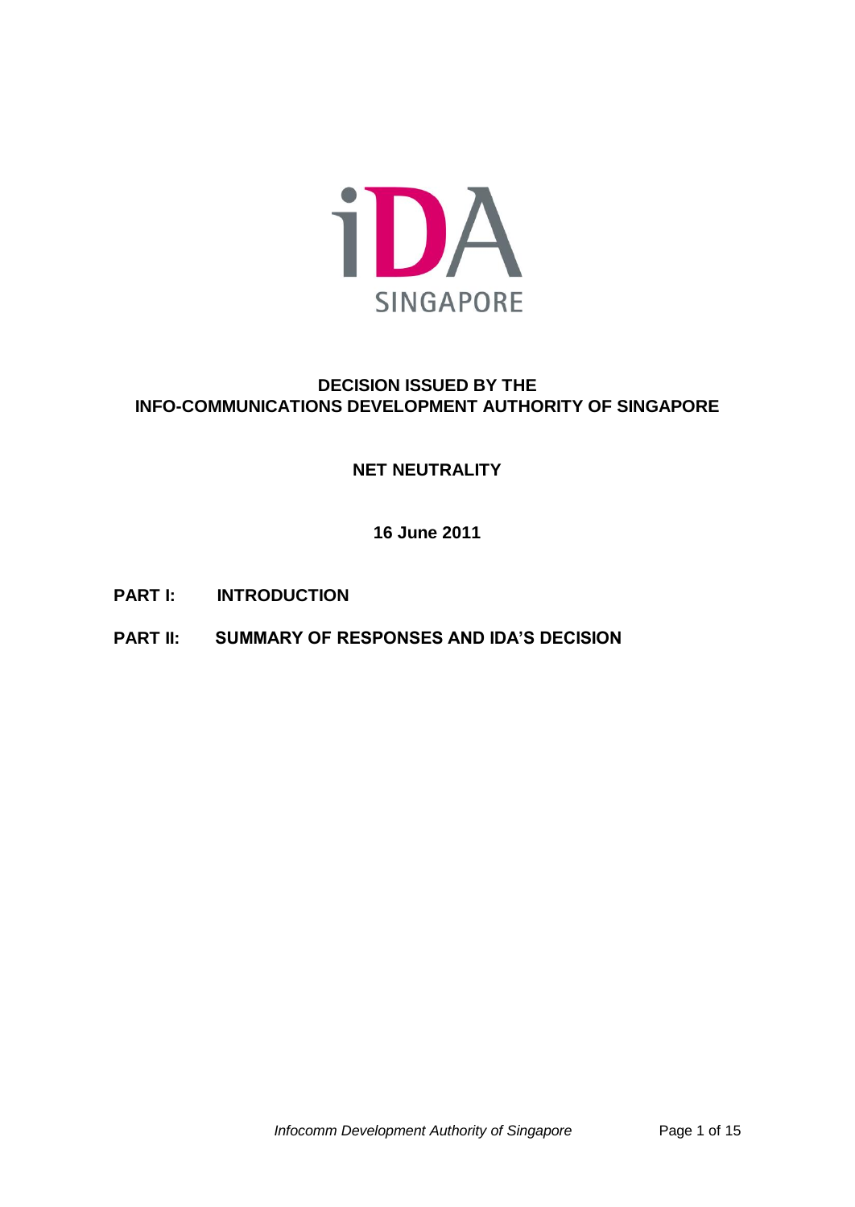**DECISION ISSUED BY THE**
**INFO-COMMUNICATIONS DEVELOPMENT AUTHORITY OF SINGAPORE**

# NET NEUTRALITY

**16 June 2011**

**PART I: INTRODUCTION**

**PART II: SUMMARY OF RESPONSES AND IDA'S DECISION**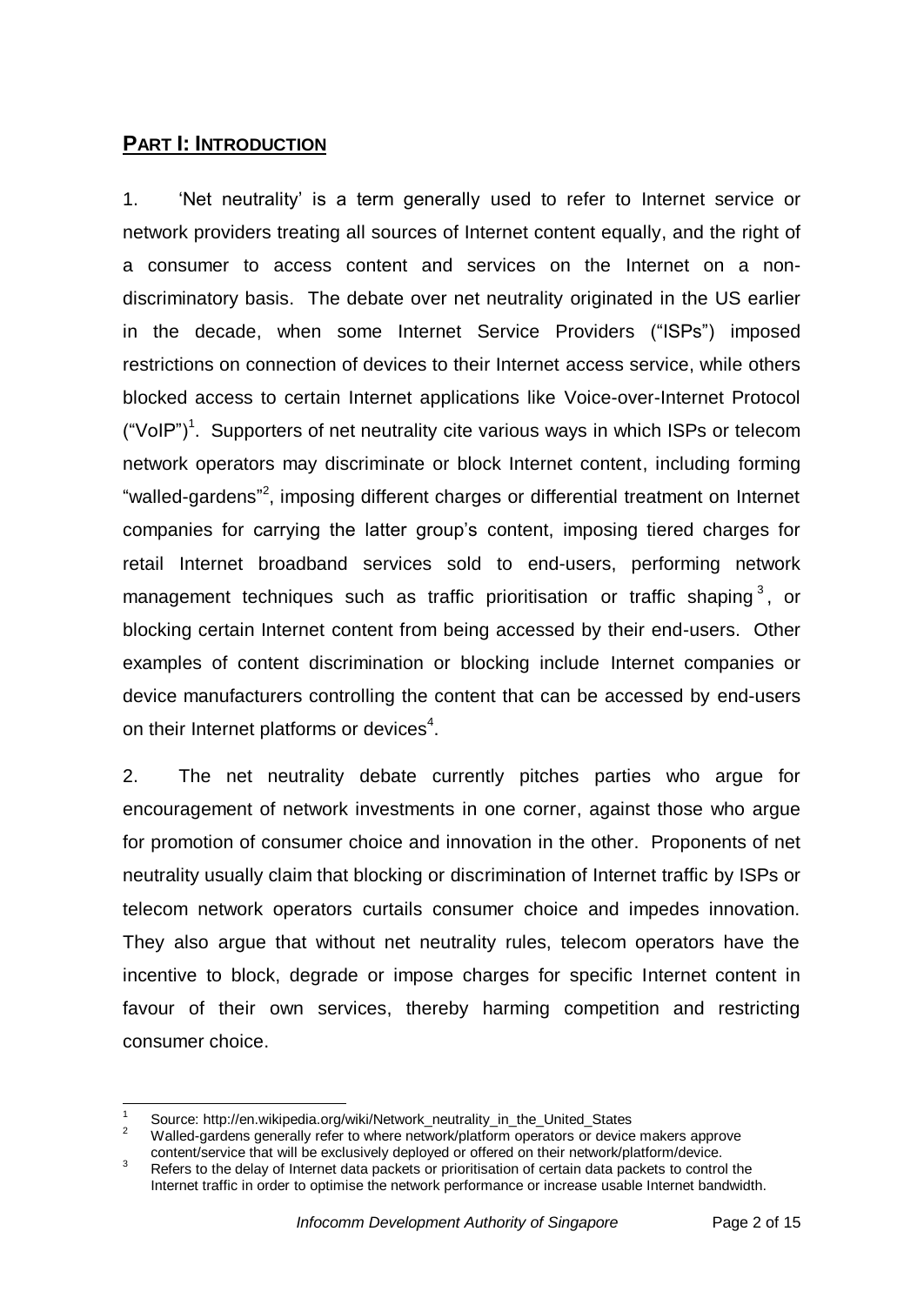## **PART I: INTRODUCTION**

1. 'Net neutrality' is a term generally used to refer to Internet service or network providers treating all sources of Internet content equally, and the right of a consumer to access content and services on the Internet on a non-discriminatory basis. The debate over net neutrality originated in the US earlier in the decade, when some Internet Service Providers ("ISPs") imposed restrictions on connection of devices to their Internet access service, while others blocked access to certain Internet applications like Voice-over-Internet Protocol ("VoIP")[1]. Supporters of net neutrality cite various ways in which ISPs or telecom network operators may discriminate or block Internet content, including forming "walled-gardens"[2], imposing different charges or differential treatment on Internet companies for carrying the latter group's content, imposing tiered charges for retail Internet broadband services sold to end-users, performing network management techniques such as traffic prioritisation or traffic shaping[3], or blocking certain Internet content from being accessed by their end-users. Other examples of content discrimination or blocking include Internet companies or device manufacturers controlling the content that can be accessed by end-users on their Internet platforms or devices[4].

2. The net neutrality debate currently pitches parties who argue for encouragement of network investments in one corner, against those who argue for promotion of consumer choice and innovation in the other. Proponents of net neutrality usually claim that blocking or discrimination of Internet traffic by ISPs or telecom network operators curtails consumer choice and impedes innovation. They also argue that without net neutrality rules, telecom operators have the incentive to block, degrade or impose charges for specific Internet content in favour of their own services, thereby harming competition and restricting consumer choice.

---

[1] Source: http://en.wikipedia.org/wiki/Network_neutrality_in_the_United_States

[2] Walled-gardens generally refer to where network/platform operators or device makers approve content/service that will be exclusively deployed or offered on their network/platform/device.

[3] Refers to the delay of Internet data packets or prioritisation of certain data packets to control the Internet traffic in order to optimise the network performance or increase usable Internet bandwidth.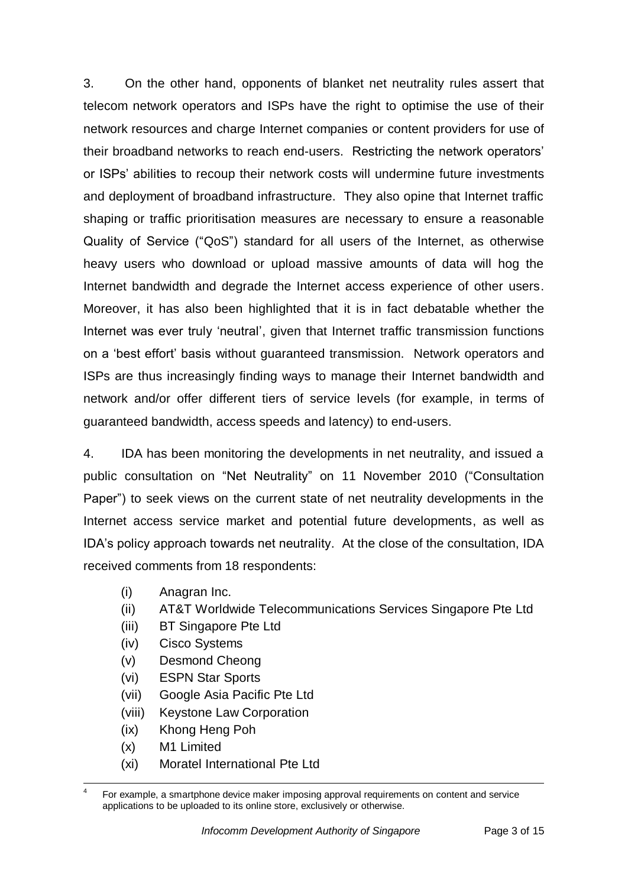3. On the other hand, opponents of blanket net neutrality rules assert that telecom network operators and ISPs have the right to optimise the use of their network resources and charge Internet companies or content providers for use of their broadband networks to reach end-users. Restricting the network operators' or ISPs' abilities to recoup their network costs will undermine future investments and deployment of broadband infrastructure. They also opine that Internet traffic shaping or traffic prioritisation measures are necessary to ensure a reasonable Quality of Service ("QoS") standard for all users of the Internet, as otherwise heavy users who download or upload massive amounts of data will hog the Internet bandwidth and degrade the Internet access experience of other users. Moreover, it has also been highlighted that it is in fact debatable whether the Internet was ever truly 'neutral', given that Internet traffic transmission functions on a 'best effort' basis without guaranteed transmission. Network operators and ISPs are thus increasingly finding ways to manage their Internet bandwidth and network and/or offer different tiers of service levels (for example, in terms of guaranteed bandwidth, access speeds and latency) to end-users.

4. IDA has been monitoring the developments in net neutrality, and issued a public consultation on "Net Neutrality" on 11 November 2010 ("Consultation Paper") to seek views on the current state of net neutrality developments in the Internet access service market and potential future developments, as well as IDA's policy approach towards net neutrality. At the close of the consultation, IDA received comments from 18 respondents:

- (i) Anagran Inc.
- (ii) AT&T Worldwide Telecommunications Services Singapore Pte Ltd
- (iii) BT Singapore Pte Ltd
- (iv) Cisco Systems
- (v) Desmond Cheong
- (vi) ESPN Star Sports
- (vii) Google Asia Pacific Pte Ltd
- (viii) Keystone Law Corporation
- (ix) Khong Heng Poh
- (x) M1 Limited
- (xi) Moratel International Pte Ltd

[4] For example, a smartphone device maker imposing approval requirements on content and service applications to be uploaded to its online store, exclusively or otherwise.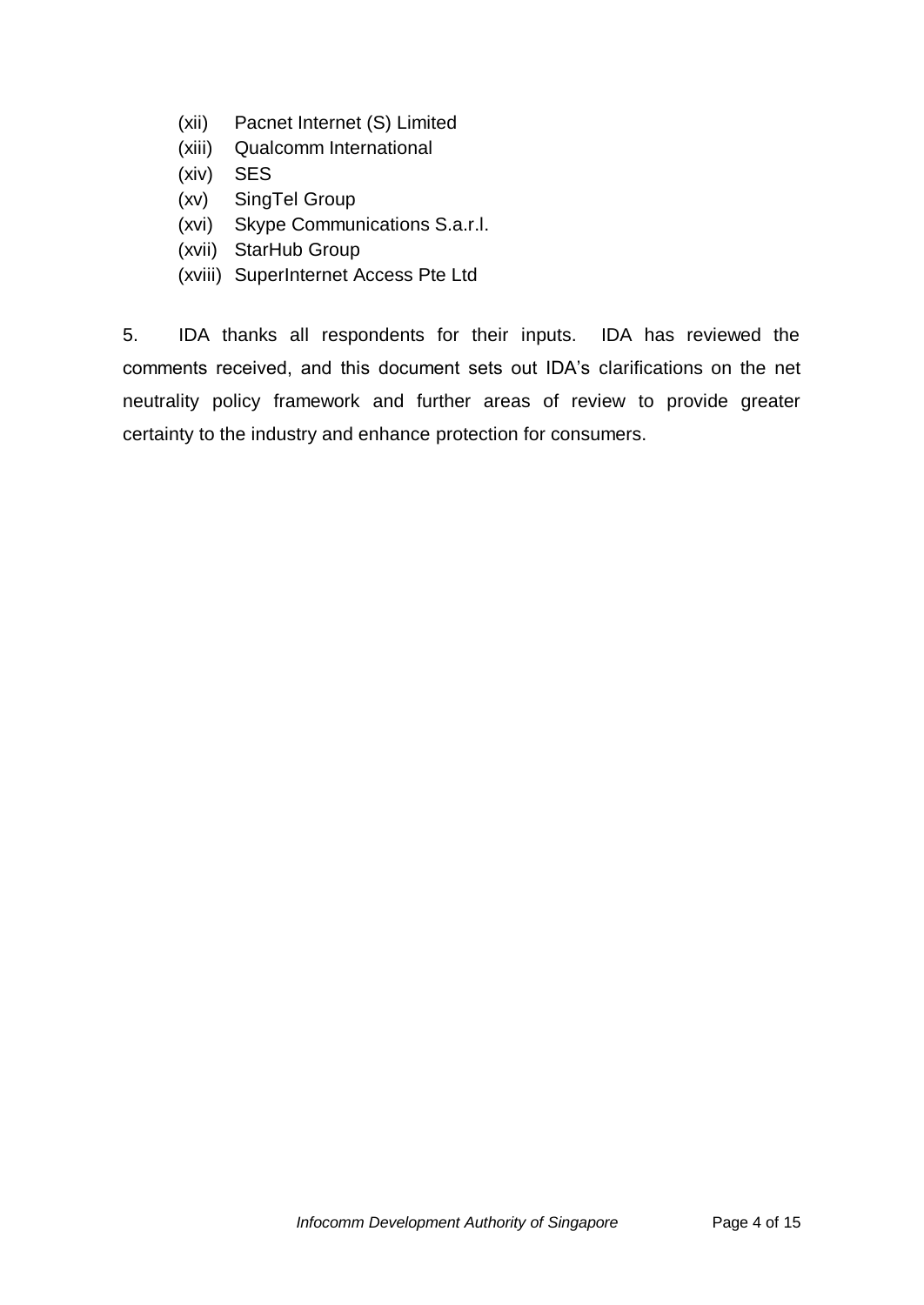(xii) Pacnet Internet (S) Limited
(xiii) Qualcomm International
(xiv) SES
(xv) SingTel Group
(xvi) Skype Communications S.a.r.l.
(xvii) StarHub Group
(xviii) SuperInternet Access Pte Ltd

5. IDA thanks all respondents for their inputs. IDA has reviewed the comments received, and this document sets out IDA's clarifications on the net neutrality policy framework and further areas of review to provide greater certainty to the industry and enhance protection for consumers.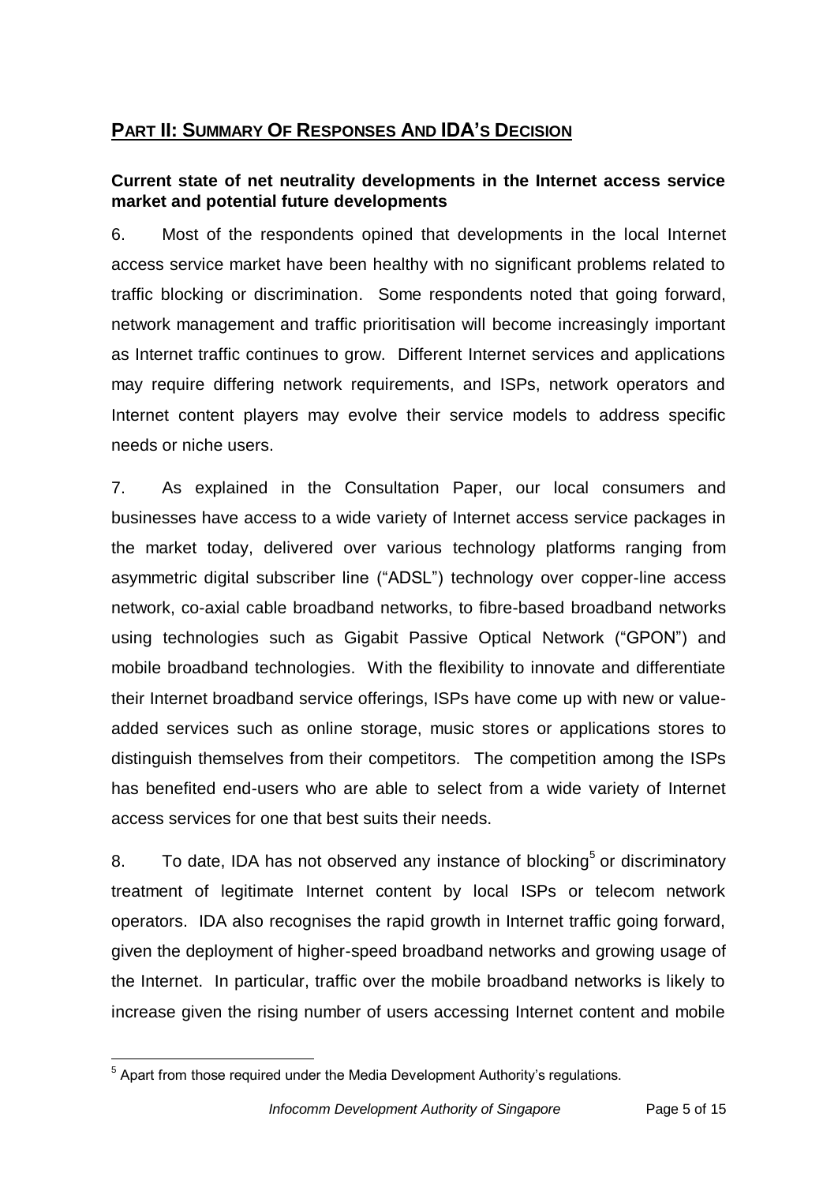## PART II: SUMMARY OF RESPONSES AND IDA'S DECISION

### Current state of net neutrality developments in the Internet access service market and potential future developments

6. Most of the respondents opined that developments in the local Internet access service market have been healthy with no significant problems related to traffic blocking or discrimination. Some respondents noted that going forward, network management and traffic prioritisation will become increasingly important as Internet traffic continues to grow. Different Internet services and applications may require differing network requirements, and ISPs, network operators and Internet content players may evolve their service models to address specific needs or niche users.

7. As explained in the Consultation Paper, our local consumers and businesses have access to a wide variety of Internet access service packages in the market today, delivered over various technology platforms ranging from asymmetric digital subscriber line ("ADSL") technology over copper-line access network, co-axial cable broadband networks, to fibre-based broadband networks using technologies such as Gigabit Passive Optical Network ("GPON") and mobile broadband technologies. With the flexibility to innovate and differentiate their Internet broadband service offerings, ISPs have come up with new or value-added services such as online storage, music stores or applications stores to distinguish themselves from their competitors. The competition among the ISPs has benefited end-users who are able to select from a wide variety of Internet access services for one that best suits their needs.

8. To date, IDA has not observed any instance of blocking[5] or discriminatory treatment of legitimate Internet content by local ISPs or telecom network operators. IDA also recognises the rapid growth in Internet traffic going forward, given the deployment of higher-speed broadband networks and growing usage of the Internet. In particular, traffic over the mobile broadband networks is likely to increase given the rising number of users accessing Internet content and mobile

---

[5] Apart from those required under the Media Development Authority's regulations.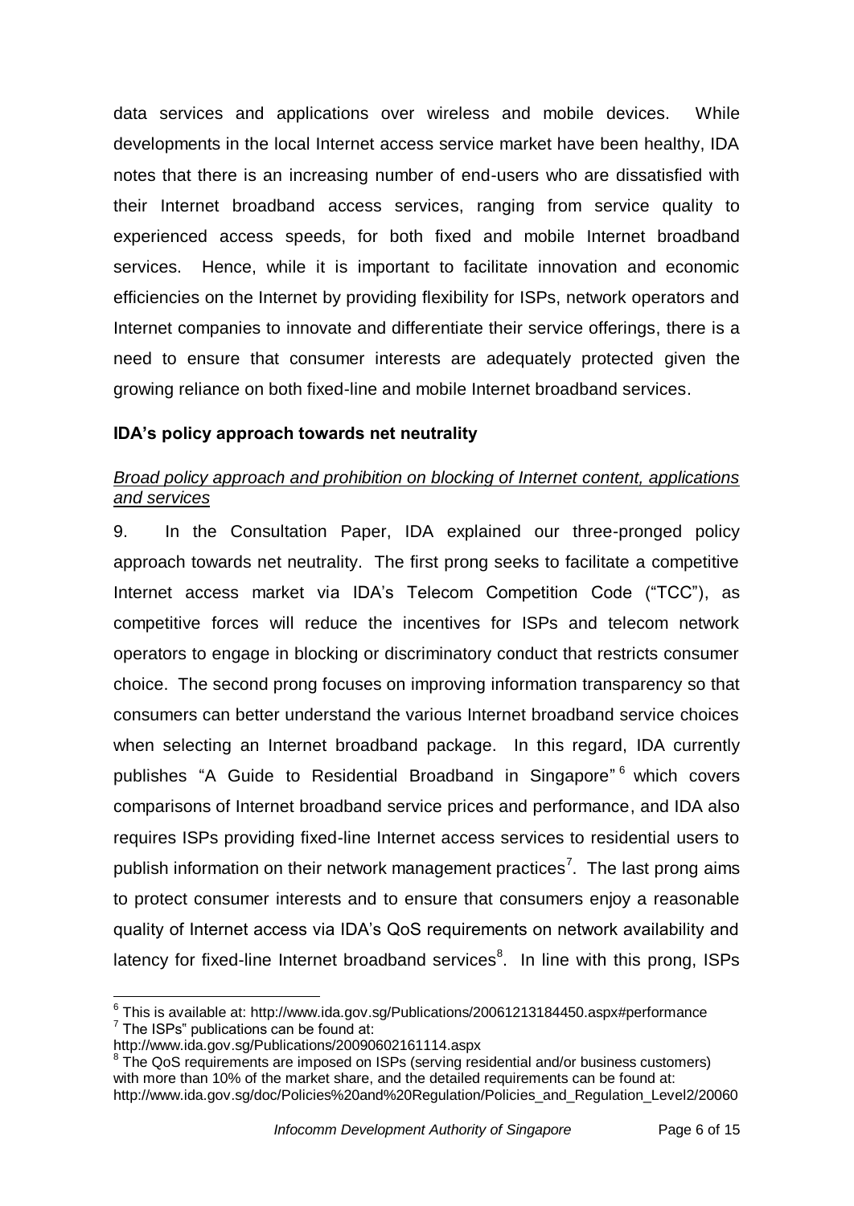data services and applications over wireless and mobile devices. While developments in the local Internet access service market have been healthy, IDA notes that there is an increasing number of end-users who are dissatisfied with their Internet broadband access services, ranging from service quality to experienced access speeds, for both fixed and mobile Internet broadband services. Hence, while it is important to facilitate innovation and economic efficiencies on the Internet by providing flexibility for ISPs, network operators and Internet companies to innovate and differentiate their service offerings, there is a need to ensure that consumer interests are adequately protected given the growing reliance on both fixed-line and mobile Internet broadband services.

### IDA's policy approach towards net neutrality

*Broad policy approach and prohibition on blocking of Internet content, applications and services*

9. In the Consultation Paper, IDA explained our three-pronged policy approach towards net neutrality. The first prong seeks to facilitate a competitive Internet access market via IDA's Telecom Competition Code ("TCC"), as competitive forces will reduce the incentives for ISPs and telecom network operators to engage in blocking or discriminatory conduct that restricts consumer choice. The second prong focuses on improving information transparency so that consumers can better understand the various Internet broadband service choices when selecting an Internet broadband package. In this regard, IDA currently publishes "A Guide to Residential Broadband in Singapore"[6] which covers comparisons of Internet broadband service prices and performance, and IDA also requires ISPs providing fixed-line Internet access services to residential users to publish information on their network management practices[7]. The last prong aims to protect consumer interests and to ensure that consumers enjoy a reasonable quality of Internet access via IDA's QoS requirements on network availability and latency for fixed-line Internet broadband services[8]. In line with this prong, ISPs

---

[6] This is available at: http://www.ida.gov.sg/Publications/20061213184450.aspx#performance

[7] The ISPs" publications can be found at: http://www.ida.gov.sg/Publications/20090602161114.aspx

[8] The QoS requirements are imposed on ISPs (serving residential and/or business customers) with more than 10% of the market share, and the detailed requirements can be found at: http://www.ida.gov.sg/doc/Policies%20and%20Regulation/Policies_and_Regulation_Level2/20060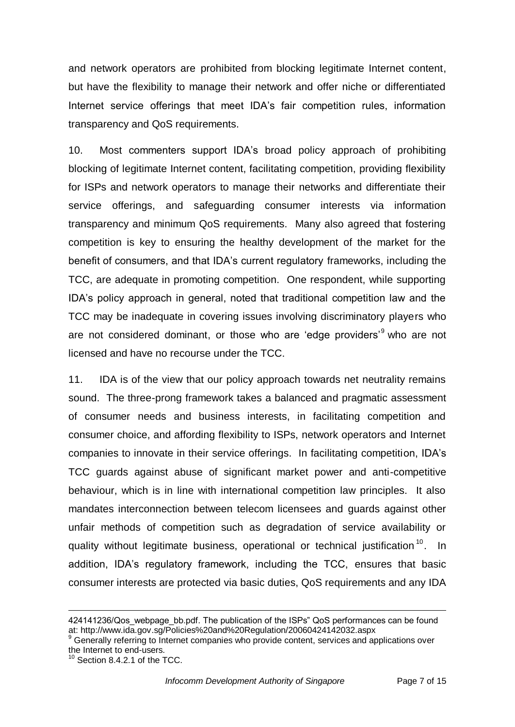and network operators are prohibited from blocking legitimate Internet content, but have the flexibility to manage their network and offer niche or differentiated Internet service offerings that meet IDA's fair competition rules, information transparency and QoS requirements.

10. Most commenters support IDA's broad policy approach of prohibiting blocking of legitimate Internet content, facilitating competition, providing flexibility for ISPs and network operators to manage their networks and differentiate their service offerings, and safeguarding consumer interests via information transparency and minimum QoS requirements. Many also agreed that fostering competition is key to ensuring the healthy development of the market for the benefit of consumers, and that IDA's current regulatory frameworks, including the TCC, are adequate in promoting competition. One respondent, while supporting IDA's policy approach in general, noted that traditional competition law and the TCC may be inadequate in covering issues involving discriminatory players who are not considered dominant, or those who are 'edge providers'[9] who are not licensed and have no recourse under the TCC.

11. IDA is of the view that our policy approach towards net neutrality remains sound. The three-prong framework takes a balanced and pragmatic assessment of consumer needs and business interests, in facilitating competition and consumer choice, and affording flexibility to ISPs, network operators and Internet companies to innovate in their service offerings. In facilitating competition, IDA's TCC guards against abuse of significant market power and anti-competitive behaviour, which is in line with international competition law principles. It also mandates interconnection between telecom licensees and guards against other unfair methods of competition such as degradation of service availability or quality without legitimate business, operational or technical justification[10]. In addition, IDA's regulatory framework, including the TCC, ensures that basic consumer interests are protected via basic duties, QoS requirements and any IDA

---

424141236/Qos_webpage_bb.pdf. The publication of the ISPs" QoS performances can be found at: http://www.ida.gov.sg/Policies%20and%20Regulation/20060424142032.aspx

[9] Generally referring to Internet companies who provide content, services and applications over the Internet to end-users.

[10] Section 8.4.2.1 of the TCC.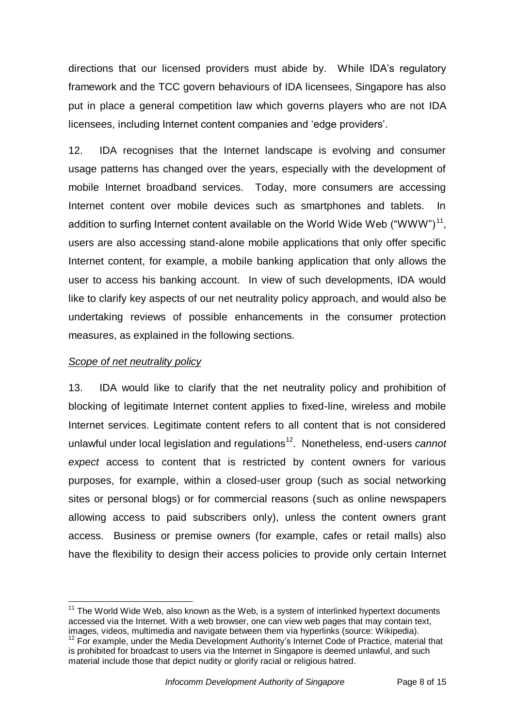directions that our licensed providers must abide by. While IDA's regulatory framework and the TCC govern behaviours of IDA licensees, Singapore has also put in place a general competition law which governs players who are not IDA licensees, including Internet content companies and 'edge providers'.

12. IDA recognises that the Internet landscape is evolving and consumer usage patterns has changed over the years, especially with the development of mobile Internet broadband services. Today, more consumers are accessing Internet content over mobile devices such as smartphones and tablets. In addition to surfing Internet content available on the World Wide Web ("WWW")[11], users are also accessing stand-alone mobile applications that only offer specific Internet content, for example, a mobile banking application that only allows the user to access his banking account. In view of such developments, IDA would like to clarify key aspects of our net neutrality policy approach, and would also be undertaking reviews of possible enhancements in the consumer protection measures, as explained in the following sections.

*Scope of net neutrality policy*

13. IDA would like to clarify that the net neutrality policy and prohibition of blocking of legitimate Internet content applies to fixed-line, wireless and mobile Internet services. Legitimate content refers to all content that is not considered unlawful under local legislation and regulations[12]. Nonetheless, end-users *cannot expect* access to content that is restricted by content owners for various purposes, for example, within a closed-user group (such as social networking sites or personal blogs) or for commercial reasons (such as online newspapers allowing access to paid subscribers only), unless the content owners grant access. Business or premise owners (for example, cafes or retail malls) also have the flexibility to design their access policies to provide only certain Internet

---

[11] The World Wide Web, also known as the Web, is a system of interlinked hypertext documents accessed via the Internet. With a web browser, one can view web pages that may contain text, images, videos, multimedia and navigate between them via hyperlinks (source: Wikipedia).

[12] For example, under the Media Development Authority's Internet Code of Practice, material that is prohibited for broadcast to users via the Internet in Singapore is deemed unlawful, and such material include those that depict nudity or glorify racial or religious hatred.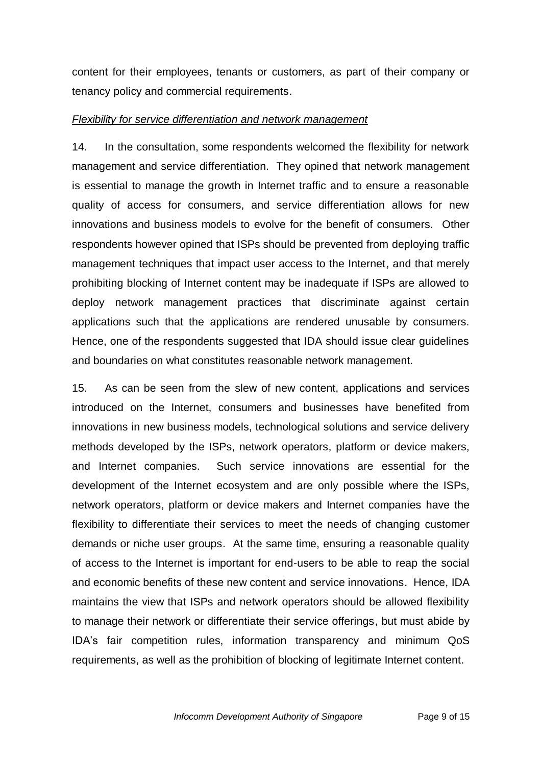content for their employees, tenants or customers, as part of their company or tenancy policy and commercial requirements.

*Flexibility for service differentiation and network management*

14. In the consultation, some respondents welcomed the flexibility for network management and service differentiation. They opined that network management is essential to manage the growth in Internet traffic and to ensure a reasonable quality of access for consumers, and service differentiation allows for new innovations and business models to evolve for the benefit of consumers. Other respondents however opined that ISPs should be prevented from deploying traffic management techniques that impact user access to the Internet, and that merely prohibiting blocking of Internet content may be inadequate if ISPs are allowed to deploy network management practices that discriminate against certain applications such that the applications are rendered unusable by consumers. Hence, one of the respondents suggested that IDA should issue clear guidelines and boundaries on what constitutes reasonable network management.

15. As can be seen from the slew of new content, applications and services introduced on the Internet, consumers and businesses have benefited from innovations in new business models, technological solutions and service delivery methods developed by the ISPs, network operators, platform or device makers, and Internet companies. Such service innovations are essential for the development of the Internet ecosystem and are only possible where the ISPs, network operators, platform or device makers and Internet companies have the flexibility to differentiate their services to meet the needs of changing customer demands or niche user groups. At the same time, ensuring a reasonable quality of access to the Internet is important for end-users to be able to reap the social and economic benefits of these new content and service innovations. Hence, IDA maintains the view that ISPs and network operators should be allowed flexibility to manage their network or differentiate their service offerings, but must abide by IDA's fair competition rules, information transparency and minimum QoS requirements, as well as the prohibition of blocking of legitimate Internet content.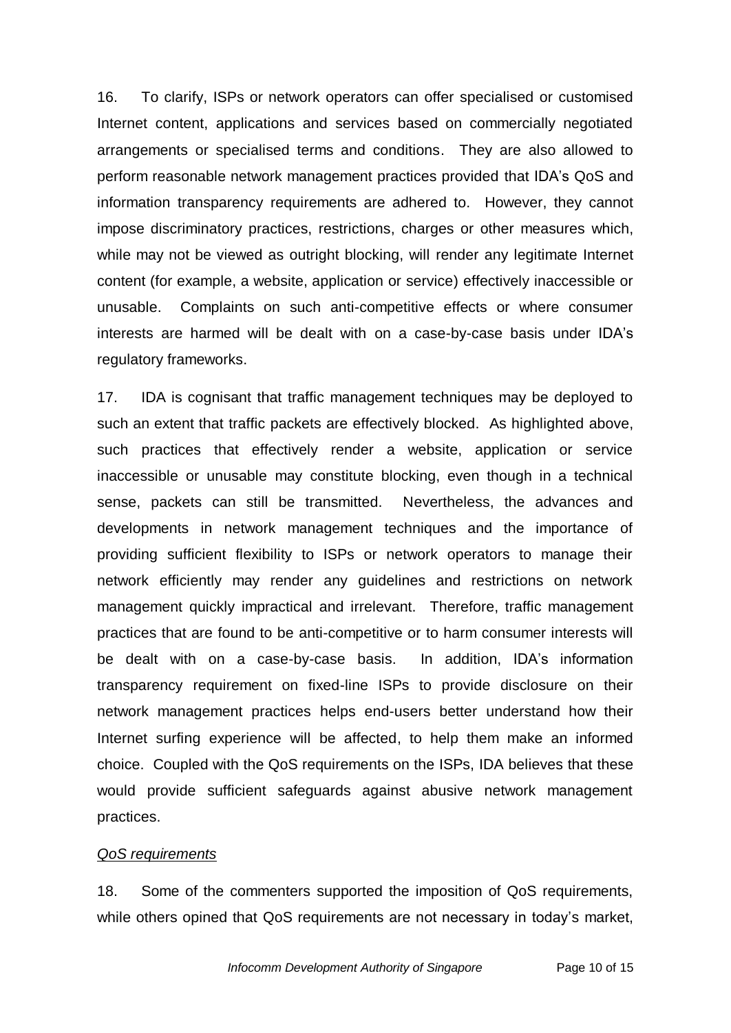16. To clarify, ISPs or network operators can offer specialised or customised Internet content, applications and services based on commercially negotiated arrangements or specialised terms and conditions. They are also allowed to perform reasonable network management practices provided that IDA's QoS and information transparency requirements are adhered to. However, they cannot impose discriminatory practices, restrictions, charges or other measures which, while may not be viewed as outright blocking, will render any legitimate Internet content (for example, a website, application or service) effectively inaccessible or unusable. Complaints on such anti-competitive effects or where consumer interests are harmed will be dealt with on a case-by-case basis under IDA's regulatory frameworks.

17. IDA is cognisant that traffic management techniques may be deployed to such an extent that traffic packets are effectively blocked. As highlighted above, such practices that effectively render a website, application or service inaccessible or unusable may constitute blocking, even though in a technical sense, packets can still be transmitted. Nevertheless, the advances and developments in network management techniques and the importance of providing sufficient flexibility to ISPs or network operators to manage their network efficiently may render any guidelines and restrictions on network management quickly impractical and irrelevant. Therefore, traffic management practices that are found to be anti-competitive or to harm consumer interests will be dealt with on a case-by-case basis. In addition, IDA's information transparency requirement on fixed-line ISPs to provide disclosure on their network management practices helps end-users better understand how their Internet surfing experience will be affected, to help them make an informed choice. Coupled with the QoS requirements on the ISPs, IDA believes that these would provide sufficient safeguards against abusive network management practices.

*QoS requirements*

18. Some of the commenters supported the imposition of QoS requirements, while others opined that QoS requirements are not necessary in today's market,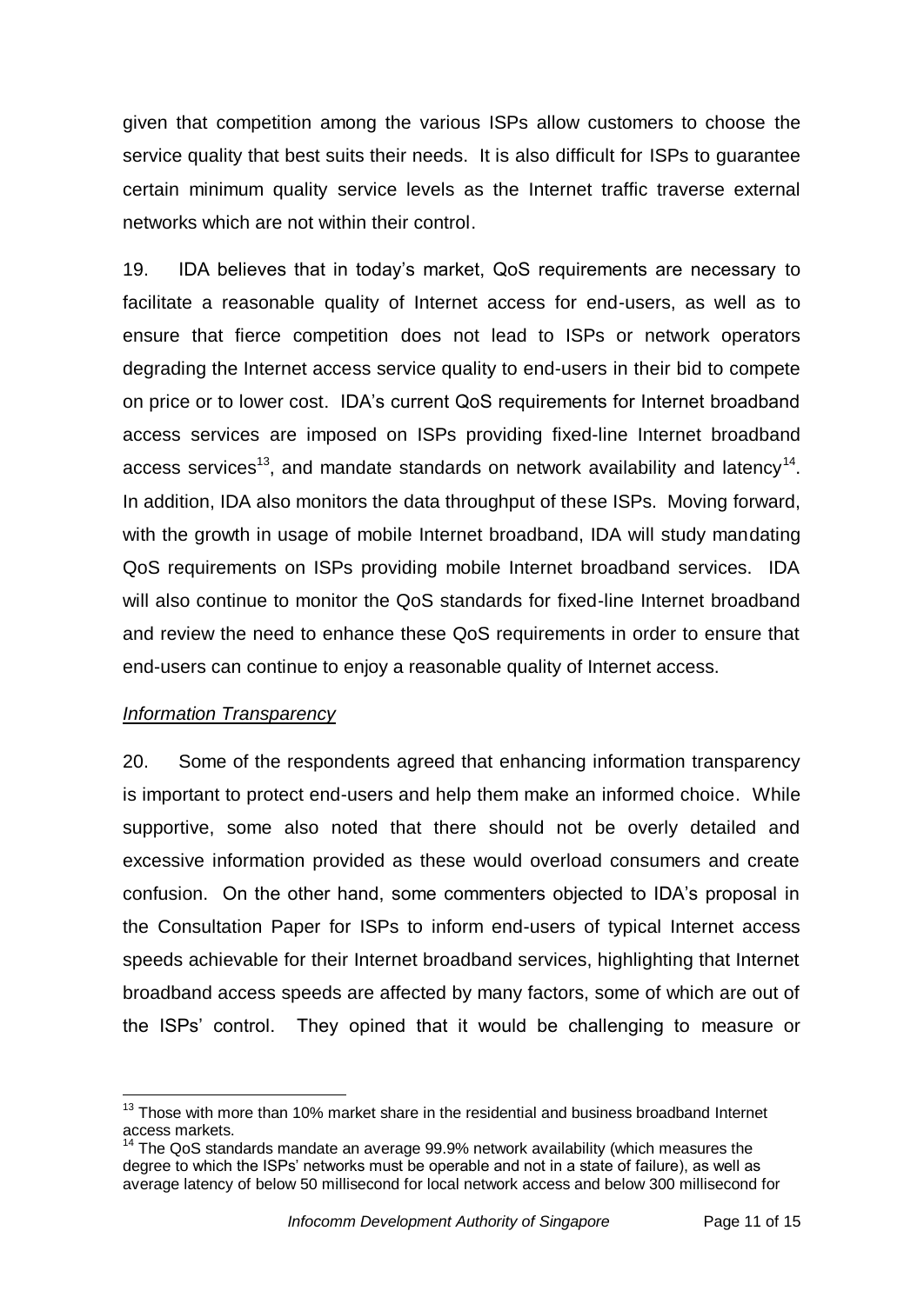given that competition among the various ISPs allow customers to choose the service quality that best suits their needs. It is also difficult for ISPs to guarantee certain minimum quality service levels as the Internet traffic traverse external networks which are not within their control.

19. IDA believes that in today's market, QoS requirements are necessary to facilitate a reasonable quality of Internet access for end-users, as well as to ensure that fierce competition does not lead to ISPs or network operators degrading the Internet access service quality to end-users in their bid to compete on price or to lower cost. IDA's current QoS requirements for Internet broadband access services are imposed on ISPs providing fixed-line Internet broadband access services[13], and mandate standards on network availability and latency[14]. In addition, IDA also monitors the data throughput of these ISPs. Moving forward, with the growth in usage of mobile Internet broadband, IDA will study mandating QoS requirements on ISPs providing mobile Internet broadband services. IDA will also continue to monitor the QoS standards for fixed-line Internet broadband and review the need to enhance these QoS requirements in order to ensure that end-users can continue to enjoy a reasonable quality of Internet access.

*Information Transparency*

20. Some of the respondents agreed that enhancing information transparency is important to protect end-users and help them make an informed choice. While supportive, some also noted that there should not be overly detailed and excessive information provided as these would overload consumers and create confusion. On the other hand, some commenters objected to IDA's proposal in the Consultation Paper for ISPs to inform end-users of typical Internet access speeds achievable for their Internet broadband services, highlighting that Internet broadband access speeds are affected by many factors, some of which are out of the ISPs' control. They opined that it would be challenging to measure or

[13] Those with more than 10% market share in the residential and business broadband Internet access markets.

[14] The QoS standards mandate an average 99.9% network availability (which measures the degree to which the ISPs' networks must be operable and not in a state of failure), as well as average latency of below 50 millisecond for local network access and below 300 millisecond for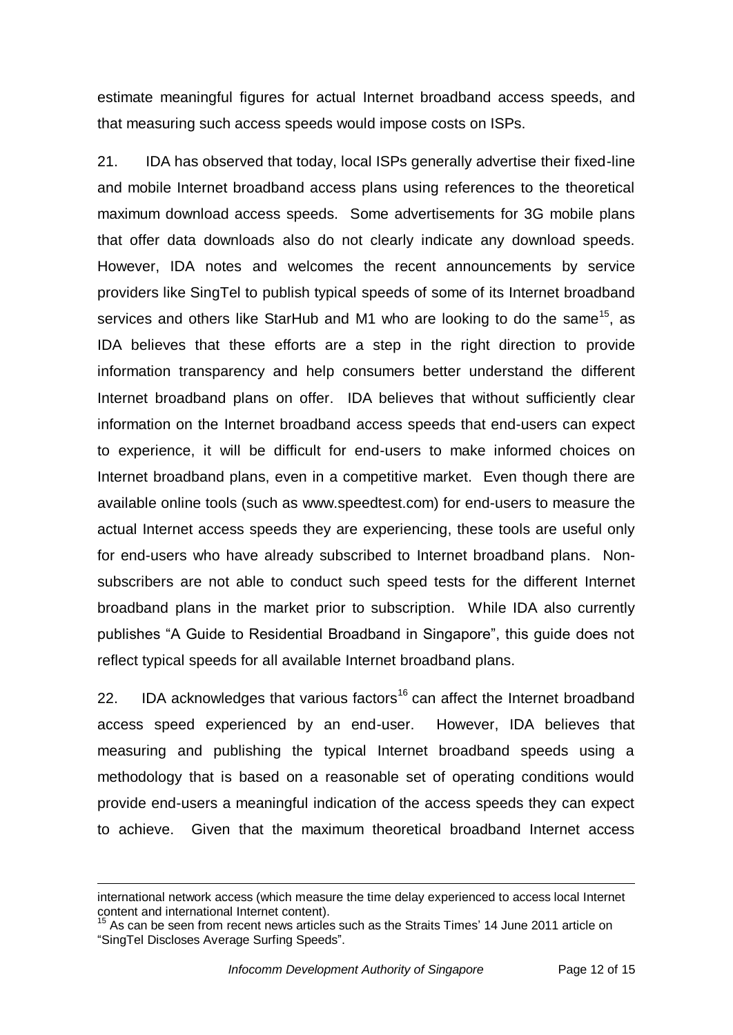estimate meaningful figures for actual Internet broadband access speeds, and that measuring such access speeds would impose costs on ISPs.

21. IDA has observed that today, local ISPs generally advertise their fixed-line and mobile Internet broadband access plans using references to the theoretical maximum download access speeds. Some advertisements for 3G mobile plans that offer data downloads also do not clearly indicate any download speeds. However, IDA notes and welcomes the recent announcements by service providers like SingTel to publish typical speeds of some of its Internet broadband services and others like StarHub and M1 who are looking to do the same[15], as IDA believes that these efforts are a step in the right direction to provide information transparency and help consumers better understand the different Internet broadband plans on offer. IDA believes that without sufficiently clear information on the Internet broadband access speeds that end-users can expect to experience, it will be difficult for end-users to make informed choices on Internet broadband plans, even in a competitive market. Even though there are available online tools (such as www.speedtest.com) for end-users to measure the actual Internet access speeds they are experiencing, these tools are useful only for end-users who have already subscribed to Internet broadband plans. Non-subscribers are not able to conduct such speed tests for the different Internet broadband plans in the market prior to subscription. While IDA also currently publishes "A Guide to Residential Broadband in Singapore", this guide does not reflect typical speeds for all available Internet broadband plans.

22. IDA acknowledges that various factors[16] can affect the Internet broadband access speed experienced by an end-user. However, IDA believes that measuring and publishing the typical Internet broadband speeds using a methodology that is based on a reasonable set of operating conditions would provide end-users a meaningful indication of the access speeds they can expect to achieve. Given that the maximum theoretical broadband Internet access

---

international network access (which measure the time delay experienced to access local Internet content and international Internet content).

[15] As can be seen from recent news articles such as the Straits Times' 14 June 2011 article on "SingTel Discloses Average Surfing Speeds".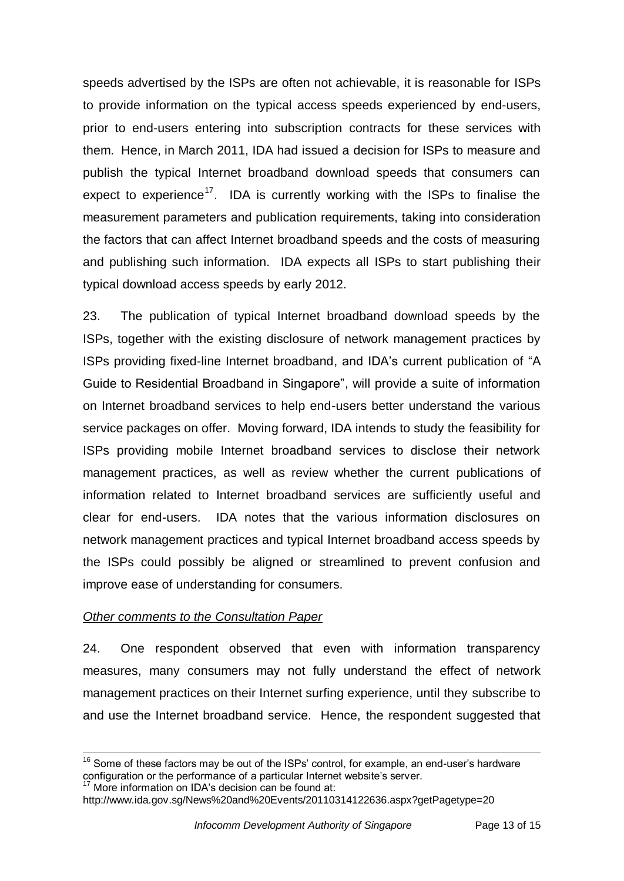speeds advertised by the ISPs are often not achievable, it is reasonable for ISPs to provide information on the typical access speeds experienced by end-users, prior to end-users entering into subscription contracts for these services with them. Hence, in March 2011, IDA had issued a decision for ISPs to measure and publish the typical Internet broadband download speeds that consumers can expect to experience[17]. IDA is currently working with the ISPs to finalise the measurement parameters and publication requirements, taking into consideration the factors that can affect Internet broadband speeds and the costs of measuring and publishing such information. IDA expects all ISPs to start publishing their typical download access speeds by early 2012.

23. The publication of typical Internet broadband download speeds by the ISPs, together with the existing disclosure of network management practices by ISPs providing fixed-line Internet broadband, and IDA's current publication of "A Guide to Residential Broadband in Singapore", will provide a suite of information on Internet broadband services to help end-users better understand the various service packages on offer. Moving forward, IDA intends to study the feasibility for ISPs providing mobile Internet broadband services to disclose their network management practices, as well as review whether the current publications of information related to Internet broadband services are sufficiently useful and clear for end-users. IDA notes that the various information disclosures on network management practices and typical Internet broadband access speeds by the ISPs could possibly be aligned or streamlined to prevent confusion and improve ease of understanding for consumers.

*Other comments to the Consultation Paper*

24. One respondent observed that even with information transparency measures, many consumers may not fully understand the effect of network management practices on their Internet surfing experience, until they subscribe to and use the Internet broadband service. Hence, the respondent suggested that

---

[16] Some of these factors may be out of the ISPs' control, for example, an end-user's hardware configuration or the performance of a particular Internet website's server.

[17] More information on IDA's decision can be found at: http://www.ida.gov.sg/News%20and%20Events/20110314122636.aspx?getPagetype=20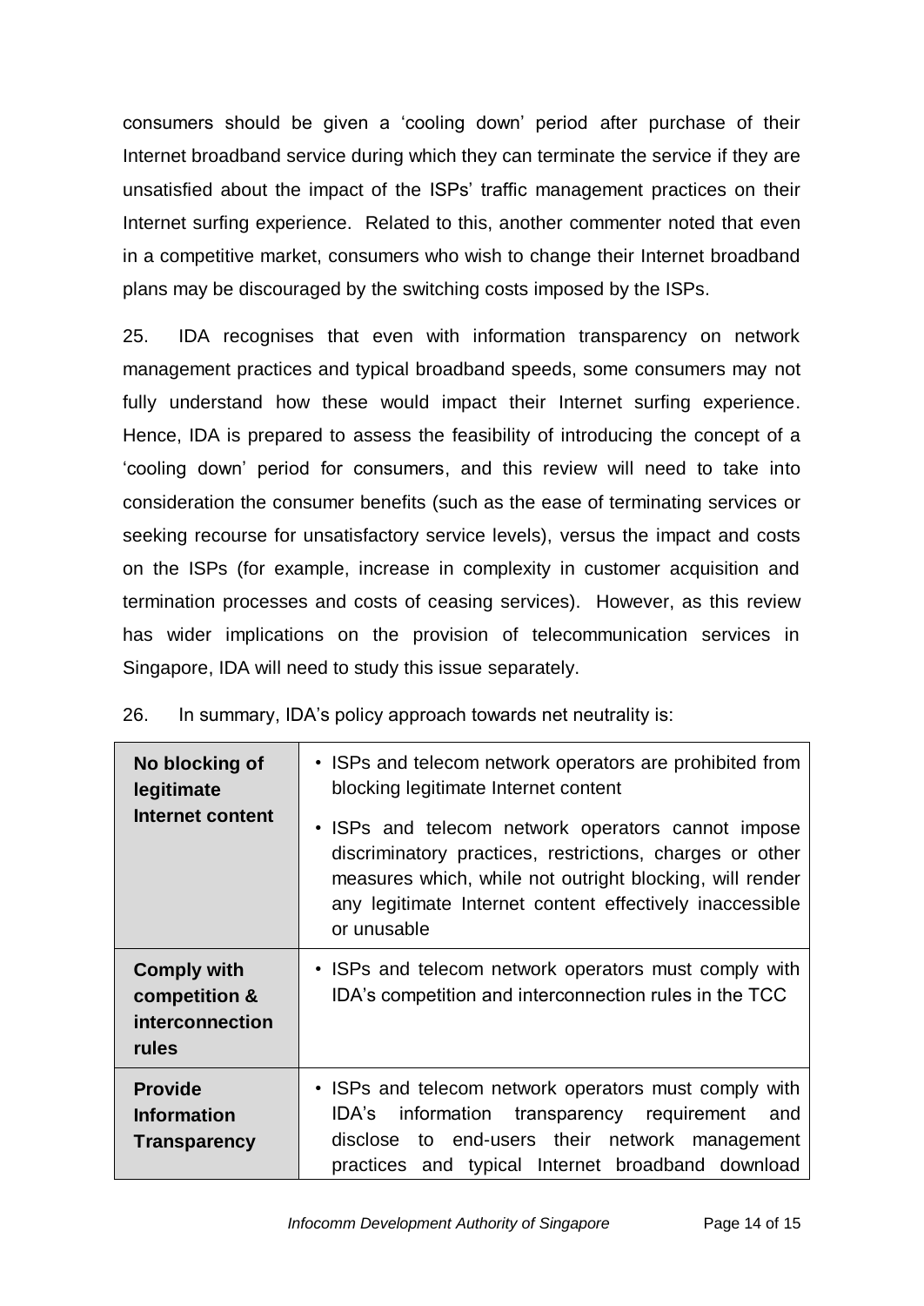consumers should be given a 'cooling down' period after purchase of their Internet broadband service during which they can terminate the service if they are unsatisfied about the impact of the ISPs' traffic management practices on their Internet surfing experience. Related to this, another commenter noted that even in a competitive market, consumers who wish to change their Internet broadband plans may be discouraged by the switching costs imposed by the ISPs.

25. IDA recognises that even with information transparency on network management practices and typical broadband speeds, some consumers may not fully understand how these would impact their Internet surfing experience. Hence, IDA is prepared to assess the feasibility of introducing the concept of a 'cooling down' period for consumers, and this review will need to take into consideration the consumer benefits (such as the ease of terminating services or seeking recourse for unsatisfactory service levels), versus the impact and costs on the ISPs (for example, increase in complexity in customer acquisition and termination processes and costs of ceasing services). However, as this review has wider implications on the provision of telecommunication services in Singapore, IDA will need to study this issue separately.

26. In summary, IDA's policy approach towards net neutrality is:

| | |
|---|---|
| **No blocking of legitimate Internet content** | • ISPs and telecom network operators are prohibited from blocking legitimate Internet content<br>• ISPs and telecom network operators cannot impose discriminatory practices, restrictions, charges or other measures which, while not outright blocking, will render any legitimate Internet content effectively inaccessible or unusable |
| **Comply with competition & interconnection rules** | • ISPs and telecom network operators must comply with IDA's competition and interconnection rules in the TCC |
| **Provide Information Transparency** | • ISPs and telecom network operators must comply with IDA's information transparency requirement and disclose to end-users their network management practices and typical Internet broadband download |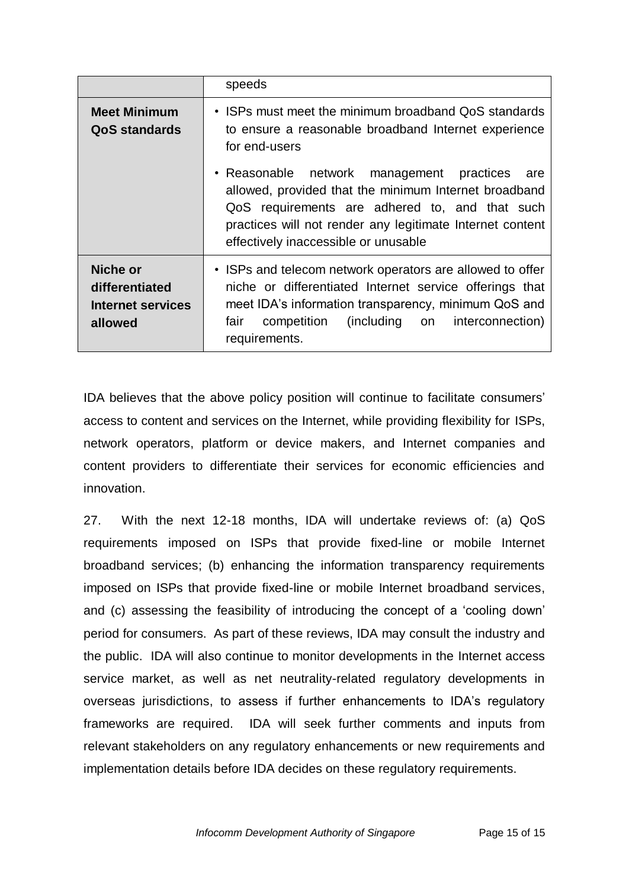| | |
|---|---|
| | speeds |
| **Meet Minimum QoS standards** | • ISPs must meet the minimum broadband QoS standards to ensure a reasonable broadband Internet experience for end-users<br><br>• Reasonable network management practices are allowed, provided that the minimum Internet broadband QoS requirements are adhered to, and that such practices will not render any legitimate Internet content effectively inaccessible or unusable |
| **Niche or differentiated Internet services allowed** | • ISPs and telecom network operators are allowed to offer niche or differentiated Internet service offerings that meet IDA's information transparency, minimum QoS and fair competition (including on interconnection) requirements. |

IDA believes that the above policy position will continue to facilitate consumers' access to content and services on the Internet, while providing flexibility for ISPs, network operators, platform or device makers, and Internet companies and content providers to differentiate their services for economic efficiencies and innovation.

27. With the next 12-18 months, IDA will undertake reviews of: (a) QoS requirements imposed on ISPs that provide fixed-line or mobile Internet broadband services; (b) enhancing the information transparency requirements imposed on ISPs that provide fixed-line or mobile Internet broadband services, and (c) assessing the feasibility of introducing the concept of a 'cooling down' period for consumers. As part of these reviews, IDA may consult the industry and the public. IDA will also continue to monitor developments in the Internet access service market, as well as net neutrality-related regulatory developments in overseas jurisdictions, to assess if further enhancements to IDA's regulatory frameworks are required. IDA will seek further comments and inputs from relevant stakeholders on any regulatory enhancements or new requirements and implementation details before IDA decides on these regulatory requirements.